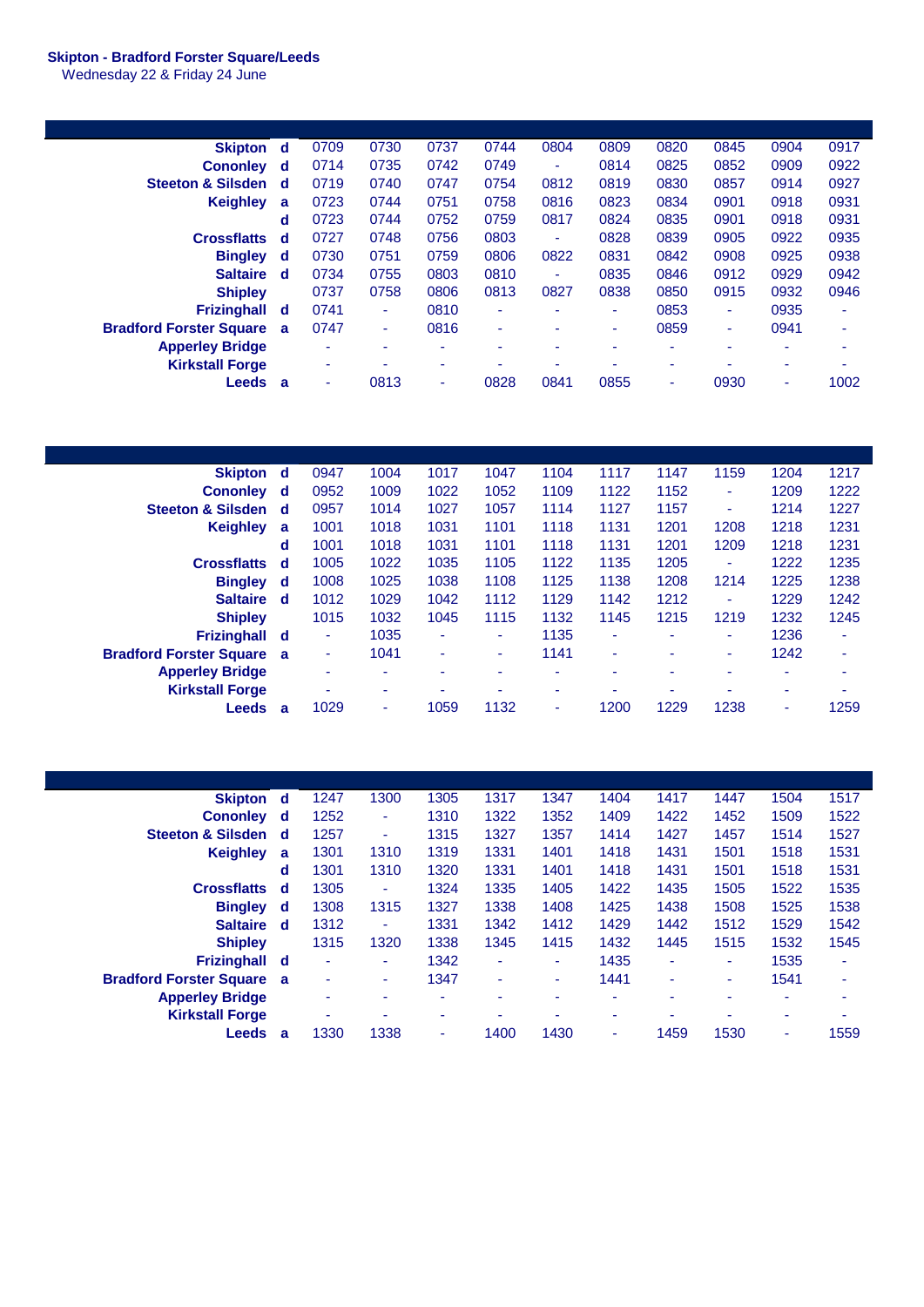**Skipton - Bradford Forster Square/Leeds**
Wednesday 22 & Friday 24 June

| | | | | | | | | | | | |
|---|---|---|---|---|---|---|---|---|---|---|---|
| **Skipton** | **d** | 0709 | 0730 | 0737 | 0744 | 0804 | 0809 | 0820 | 0845 | 0904 | 0917 |
| **Cononley** | **d** | 0714 | 0735 | 0742 | 0749 | - | 0814 | 0825 | 0852 | 0909 | 0922 |
| **Steeton & Silsden** | **d** | 0719 | 0740 | 0747 | 0754 | 0812 | 0819 | 0830 | 0857 | 0914 | 0927 |
| **Keighley** | **a** | 0723 | 0744 | 0751 | 0758 | 0816 | 0823 | 0834 | 0901 | 0918 | 0931 |
| | **d** | 0723 | 0744 | 0752 | 0759 | 0817 | 0824 | 0835 | 0901 | 0918 | 0931 |
| **Crossflatts** | **d** | 0727 | 0748 | 0756 | 0803 | - | 0828 | 0839 | 0905 | 0922 | 0935 |
| **Bingley** | **d** | 0730 | 0751 | 0759 | 0806 | 0822 | 0831 | 0842 | 0908 | 0925 | 0938 |
| **Saltaire** | **d** | 0734 | 0755 | 0803 | 0810 | - | 0835 | 0846 | 0912 | 0929 | 0942 |
| **Shipley** | | 0737 | 0758 | 0806 | 0813 | 0827 | 0838 | 0850 | 0915 | 0932 | 0946 |
| **Frizinghall** | **d** | 0741 | - | 0810 | - | - | - | 0853 | - | 0935 | - |
| **Bradford Forster Square** | **a** | 0747 | - | 0816 | - | - | - | 0859 | - | 0941 | - |
| **Apperley Bridge** | | - | - | - | - | - | - | - | - | - | - |
| **Kirkstall Forge** | | - | - | - | - | - | - | - | - | - | - |
| **Leeds** | **a** | - | 0813 | - | 0828 | 0841 | 0855 | - | 0930 | - | 1002 |

| | | | | | | | | | | | |
|---|---|---|---|---|---|---|---|---|---|---|---|
| **Skipton** | **d** | 0947 | 1004 | 1017 | 1047 | 1104 | 1117 | 1147 | 1159 | 1204 | 1217 |
| **Cononley** | **d** | 0952 | 1009 | 1022 | 1052 | 1109 | 1122 | 1152 | - | 1209 | 1222 |
| **Steeton & Silsden** | **d** | 0957 | 1014 | 1027 | 1057 | 1114 | 1127 | 1157 | - | 1214 | 1227 |
| **Keighley** | **a** | 1001 | 1018 | 1031 | 1101 | 1118 | 1131 | 1201 | 1208 | 1218 | 1231 |
| | **d** | 1001 | 1018 | 1031 | 1101 | 1118 | 1131 | 1201 | 1209 | 1218 | 1231 |
| **Crossflatts** | **d** | 1005 | 1022 | 1035 | 1105 | 1122 | 1135 | 1205 | - | 1222 | 1235 |
| **Bingley** | **d** | 1008 | 1025 | 1038 | 1108 | 1125 | 1138 | 1208 | 1214 | 1225 | 1238 |
| **Saltaire** | **d** | 1012 | 1029 | 1042 | 1112 | 1129 | 1142 | 1212 | - | 1229 | 1242 |
| **Shipley** | | 1015 | 1032 | 1045 | 1115 | 1132 | 1145 | 1215 | 1219 | 1232 | 1245 |
| **Frizinghall** | **d** | - | 1035 | - | - | 1135 | - | - | - | 1236 | - |
| **Bradford Forster Square** | **a** | - | 1041 | - | - | 1141 | - | - | - | 1242 | - |
| **Apperley Bridge** | | - | - | - | - | - | - | - | - | - | - |
| **Kirkstall Forge** | | - | - | - | - | - | - | - | - | - | - |
| **Leeds** | **a** | 1029 | - | 1059 | 1132 | - | 1200 | 1229 | 1238 | - | 1259 |

| | | | | | | | | | | | |
|---|---|---|---|---|---|---|---|---|---|---|---|
| **Skipton** | **d** | 1247 | 1300 | 1305 | 1317 | 1347 | 1404 | 1417 | 1447 | 1504 | 1517 |
| **Cononley** | **d** | 1252 | - | 1310 | 1322 | 1352 | 1409 | 1422 | 1452 | 1509 | 1522 |
| **Steeton & Silsden** | **d** | 1257 | - | 1315 | 1327 | 1357 | 1414 | 1427 | 1457 | 1514 | 1527 |
| **Keighley** | **a** | 1301 | 1310 | 1319 | 1331 | 1401 | 1418 | 1431 | 1501 | 1518 | 1531 |
| | **d** | 1301 | 1310 | 1320 | 1331 | 1401 | 1418 | 1431 | 1501 | 1518 | 1531 |
| **Crossflatts** | **d** | 1305 | - | 1324 | 1335 | 1405 | 1422 | 1435 | 1505 | 1522 | 1535 |
| **Bingley** | **d** | 1308 | 1315 | 1327 | 1338 | 1408 | 1425 | 1438 | 1508 | 1525 | 1538 |
| **Saltaire** | **d** | 1312 | - | 1331 | 1342 | 1412 | 1429 | 1442 | 1512 | 1529 | 1542 |
| **Shipley** | | 1315 | 1320 | 1338 | 1345 | 1415 | 1432 | 1445 | 1515 | 1532 | 1545 |
| **Frizinghall** | **d** | - | - | 1342 | - | - | 1435 | - | - | 1535 | - |
| **Bradford Forster Square** | **a** | - | - | 1347 | - | - | 1441 | - | - | 1541 | - |
| **Apperley Bridge** | | - | - | - | - | - | - | - | - | - | - |
| **Kirkstall Forge** | | - | - | - | - | - | - | - | - | - | - |
| **Leeds** | **a** | 1330 | 1338 | - | 1400 | 1430 | - | 1459 | 1530 | - | 1559 |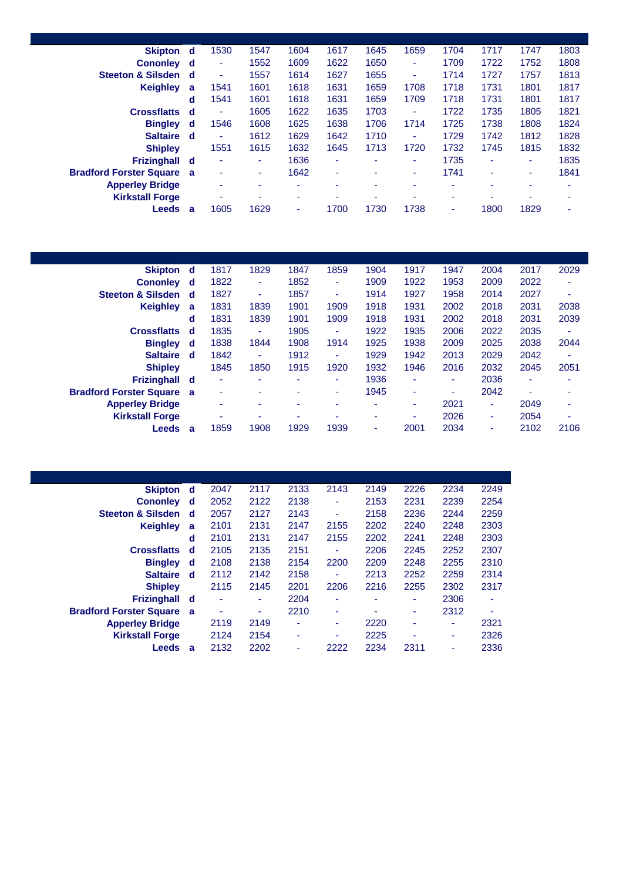| Station | | | | | | | | | | | |
|---|---|---|---|---|---|---|---|---|---|---|---|
| **Skipton** | **d** | 1530 | 1547 | 1604 | 1617 | 1645 | 1659 | 1704 | 1717 | 1747 | 1803 |
| **Cononley** | **d** | - | 1552 | 1609 | 1622 | 1650 | - | 1709 | 1722 | 1752 | 1808 |
| **Steeton & Silsden** | **d** | - | 1557 | 1614 | 1627 | 1655 | - | 1714 | 1727 | 1757 | 1813 |
| **Keighley** | **a** | 1541 | 1601 | 1618 | 1631 | 1659 | 1708 | 1718 | 1731 | 1801 | 1817 |
| | **d** | 1541 | 1601 | 1618 | 1631 | 1659 | 1709 | 1718 | 1731 | 1801 | 1817 |
| **Crossflatts** | **d** | - | 1605 | 1622 | 1635 | 1703 | - | 1722 | 1735 | 1805 | 1821 |
| **Bingley** | **d** | 1546 | 1608 | 1625 | 1638 | 1706 | 1714 | 1725 | 1738 | 1808 | 1824 |
| **Saltaire** | **d** | - | 1612 | 1629 | 1642 | 1710 | - | 1729 | 1742 | 1812 | 1828 |
| **Shipley** | | 1551 | 1615 | 1632 | 1645 | 1713 | 1720 | 1732 | 1745 | 1815 | 1832 |
| **Frizinghall** | **d** | - | - | 1636 | - | - | - | 1735 | - | - | 1835 |
| **Bradford Forster Square** | **a** | - | - | 1642 | - | - | - | 1741 | - | - | 1841 |
| **Apperley Bridge** | | - | - | - | - | - | - | - | - | - | - |
| **Kirkstall Forge** | | - | - | - | - | - | - | - | - | - | - |
| **Leeds** | **a** | 1605 | 1629 | - | 1700 | 1730 | 1738 | - | 1800 | 1829 | - |

| Station | | | | | | | | | | | |
|---|---|---|---|---|---|---|---|---|---|---|---|
| **Skipton** | **d** | 1817 | 1829 | 1847 | 1859 | 1904 | 1917 | 1947 | 2004 | 2017 | 2029 |
| **Cononley** | **d** | 1822 | - | 1852 | - | 1909 | 1922 | 1953 | 2009 | 2022 | - |
| **Steeton & Silsden** | **d** | 1827 | - | 1857 | - | 1914 | 1927 | 1958 | 2014 | 2027 | - |
| **Keighley** | **a** | 1831 | 1839 | 1901 | 1909 | 1918 | 1931 | 2002 | 2018 | 2031 | 2038 |
| | **d** | 1831 | 1839 | 1901 | 1909 | 1918 | 1931 | 2002 | 2018 | 2031 | 2039 |
| **Crossflatts** | **d** | 1835 | - | 1905 | - | 1922 | 1935 | 2006 | 2022 | 2035 | - |
| **Bingley** | **d** | 1838 | 1844 | 1908 | 1914 | 1925 | 1938 | 2009 | 2025 | 2038 | 2044 |
| **Saltaire** | **d** | 1842 | - | 1912 | - | 1929 | 1942 | 2013 | 2029 | 2042 | - |
| **Shipley** | | 1845 | 1850 | 1915 | 1920 | 1932 | 1946 | 2016 | 2032 | 2045 | 2051 |
| **Frizinghall** | **d** | - | - | - | - | 1936 | - | - | 2036 | - | - |
| **Bradford Forster Square** | **a** | - | - | - | - | 1945 | - | - | 2042 | - | - |
| **Apperley Bridge** | | - | - | - | - | - | - | 2021 | - | 2049 | - |
| **Kirkstall Forge** | | - | - | - | - | - | - | 2026 | - | 2054 | - |
| **Leeds** | **a** | 1859 | 1908 | 1929 | 1939 | - | 2001 | 2034 | - | 2102 | 2106 |

| Station | | | | | | | | | |
|---|---|---|---|---|---|---|---|---|---|
| **Skipton** | **d** | 2047 | 2117 | 2133 | 2143 | 2149 | 2226 | 2234 | 2249 |
| **Cononley** | **d** | 2052 | 2122 | 2138 | - | 2153 | 2231 | 2239 | 2254 |
| **Steeton & Silsden** | **d** | 2057 | 2127 | 2143 | - | 2158 | 2236 | 2244 | 2259 |
| **Keighley** | **a** | 2101 | 2131 | 2147 | 2155 | 2202 | 2240 | 2248 | 2303 |
| | **d** | 2101 | 2131 | 2147 | 2155 | 2202 | 2241 | 2248 | 2303 |
| **Crossflatts** | **d** | 2105 | 2135 | 2151 | - | 2206 | 2245 | 2252 | 2307 |
| **Bingley** | **d** | 2108 | 2138 | 2154 | 2200 | 2209 | 2248 | 2255 | 2310 |
| **Saltaire** | **d** | 2112 | 2142 | 2158 | - | 2213 | 2252 | 2259 | 2314 |
| **Shipley** | | 2115 | 2145 | 2201 | 2206 | 2216 | 2255 | 2302 | 2317 |
| **Frizinghall** | **d** | - | - | 2204 | - | - | - | 2306 | - |
| **Bradford Forster Square** | **a** | - | - | 2210 | - | - | - | 2312 | - |
| **Apperley Bridge** | | 2119 | 2149 | - | - | 2220 | - | - | 2321 |
| **Kirkstall Forge** | | 2124 | 2154 | - | - | 2225 | - | - | 2326 |
| **Leeds** | **a** | 2132 | 2202 | - | 2222 | 2234 | 2311 | - | 2336 |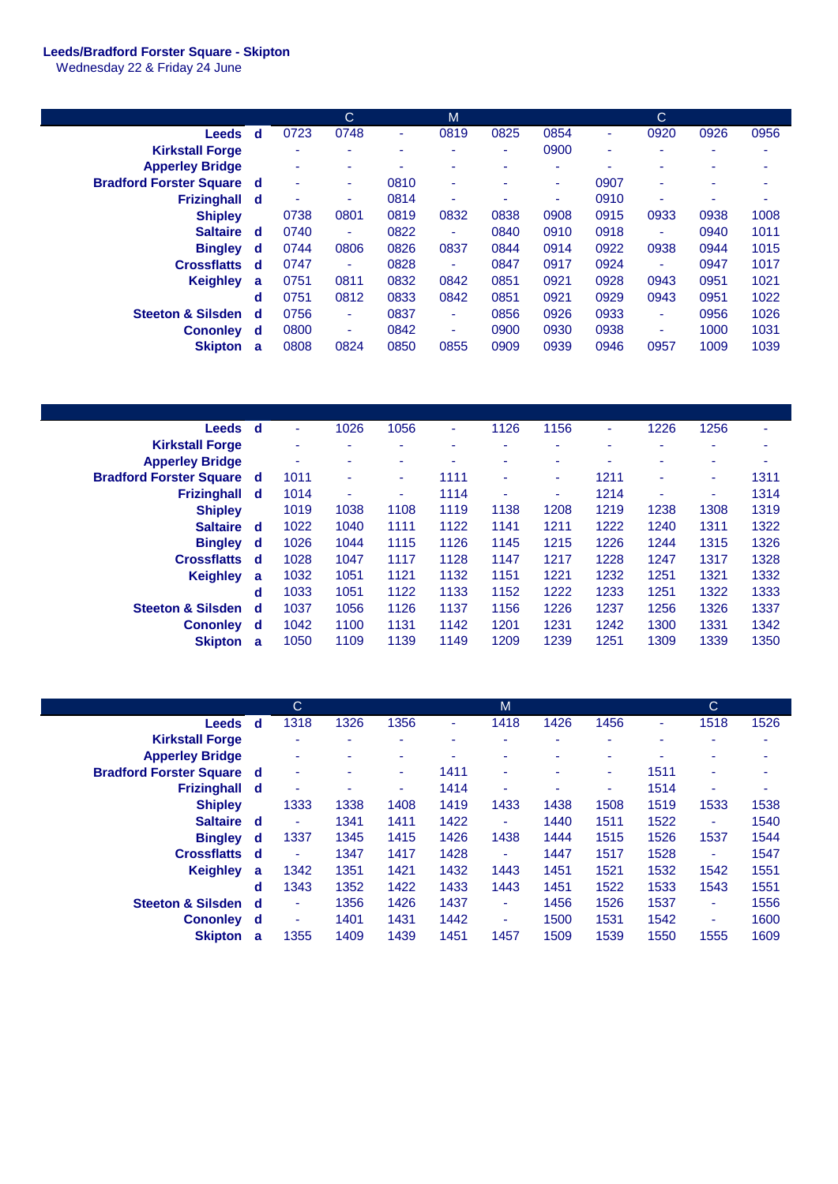**Leeds/Bradford Forster Square - Skipton**
Wednesday 22 & Friday 24 June

| | | | C | | M | | | | C | | |
|---|---|---|---|---|---|---|---|---|---|---|---|
| **Leeds** | **d** | 0723 | 0748 | - | 0819 | 0825 | 0854 | - | 0920 | 0926 | 0956 |
| **Kirkstall Forge** | | - | - | - | - | - | 0900 | - | - | - | - |
| **Apperley Bridge** | | - | - | - | - | - | - | - | - | - | - |
| **Bradford Forster Square** | **d** | - | - | 0810 | - | - | - | 0907 | - | - | - |
| **Frizinghall** | **d** | - | - | 0814 | - | - | - | 0910 | - | - | - |
| **Shipley** | | 0738 | 0801 | 0819 | 0832 | 0838 | 0908 | 0915 | 0933 | 0938 | 1008 |
| **Saltaire** | **d** | 0740 | - | 0822 | - | 0840 | 0910 | 0918 | - | 0940 | 1011 |
| **Bingley** | **d** | 0744 | 0806 | 0826 | 0837 | 0844 | 0914 | 0922 | 0938 | 0944 | 1015 |
| **Crossflatts** | **d** | 0747 | - | 0828 | - | 0847 | 0917 | 0924 | - | 0947 | 1017 |
| **Keighley** | **a** | 0751 | 0811 | 0832 | 0842 | 0851 | 0921 | 0928 | 0943 | 0951 | 1021 |
| | **d** | 0751 | 0812 | 0833 | 0842 | 0851 | 0921 | 0929 | 0943 | 0951 | 1022 |
| **Steeton & Silsden** | **d** | 0756 | - | 0837 | - | 0856 | 0926 | 0933 | - | 0956 | 1026 |
| **Cononley** | **d** | 0800 | - | 0842 | - | 0900 | 0930 | 0938 | - | 1000 | 1031 |
| **Skipton** | **a** | 0808 | 0824 | 0850 | 0855 | 0909 | 0939 | 0946 | 0957 | 1009 | 1039 |

| | | | | | | | | | | | |
|---|---|---|---|---|---|---|---|---|---|---|---|
| **Leeds** | **d** | - | 1026 | 1056 | - | 1126 | 1156 | - | 1226 | 1256 | - |
| **Kirkstall Forge** | | - | - | - | - | - | - | - | - | - | - |
| **Apperley Bridge** | | - | - | - | - | - | - | - | - | - | - |
| **Bradford Forster Square** | **d** | 1011 | - | - | 1111 | - | - | 1211 | - | - | 1311 |
| **Frizinghall** | **d** | 1014 | - | - | 1114 | - | - | 1214 | - | - | 1314 |
| **Shipley** | | 1019 | 1038 | 1108 | 1119 | 1138 | 1208 | 1219 | 1238 | 1308 | 1319 |
| **Saltaire** | **d** | 1022 | 1040 | 1111 | 1122 | 1141 | 1211 | 1222 | 1240 | 1311 | 1322 |
| **Bingley** | **d** | 1026 | 1044 | 1115 | 1126 | 1145 | 1215 | 1226 | 1244 | 1315 | 1326 |
| **Crossflatts** | **d** | 1028 | 1047 | 1117 | 1128 | 1147 | 1217 | 1228 | 1247 | 1317 | 1328 |
| **Keighley** | **a** | 1032 | 1051 | 1121 | 1132 | 1151 | 1221 | 1232 | 1251 | 1321 | 1332 |
| | **d** | 1033 | 1051 | 1122 | 1133 | 1152 | 1222 | 1233 | 1251 | 1322 | 1333 |
| **Steeton & Silsden** | **d** | 1037 | 1056 | 1126 | 1137 | 1156 | 1226 | 1237 | 1256 | 1326 | 1337 |
| **Cononley** | **d** | 1042 | 1100 | 1131 | 1142 | 1201 | 1231 | 1242 | 1300 | 1331 | 1342 |
| **Skipton** | **a** | 1050 | 1109 | 1139 | 1149 | 1209 | 1239 | 1251 | 1309 | 1339 | 1350 |

| | | C | | | | M | | | | C | |
|---|---|---|---|---|---|---|---|---|---|---|---|
| **Leeds** | **d** | 1318 | 1326 | 1356 | - | 1418 | 1426 | 1456 | - | 1518 | 1526 |
| **Kirkstall Forge** | | - | - | - | - | - | - | - | - | - | - |
| **Apperley Bridge** | | - | - | - | - | - | - | - | - | - | - |
| **Bradford Forster Square** | **d** | - | - | - | 1411 | - | - | - | 1511 | - | - |
| **Frizinghall** | **d** | - | - | - | 1414 | - | - | - | 1514 | - | - |
| **Shipley** | | 1333 | 1338 | 1408 | 1419 | 1433 | 1438 | 1508 | 1519 | 1533 | 1538 |
| **Saltaire** | **d** | - | 1341 | 1411 | 1422 | - | 1440 | 1511 | 1522 | - | 1540 |
| **Bingley** | **d** | 1337 | 1345 | 1415 | 1426 | 1438 | 1444 | 1515 | 1526 | 1537 | 1544 |
| **Crossflatts** | **d** | - | 1347 | 1417 | 1428 | - | 1447 | 1517 | 1528 | - | 1547 |
| **Keighley** | **a** | 1342 | 1351 | 1421 | 1432 | 1443 | 1451 | 1521 | 1532 | 1542 | 1551 |
| | **d** | 1343 | 1352 | 1422 | 1433 | 1443 | 1451 | 1522 | 1533 | 1543 | 1551 |
| **Steeton & Silsden** | **d** | - | 1356 | 1426 | 1437 | - | 1456 | 1526 | 1537 | - | 1556 |
| **Cononley** | **d** | - | 1401 | 1431 | 1442 | - | 1500 | 1531 | 1542 | - | 1600 |
| **Skipton** | **a** | 1355 | 1409 | 1439 | 1451 | 1457 | 1509 | 1539 | 1550 | 1555 | 1609 |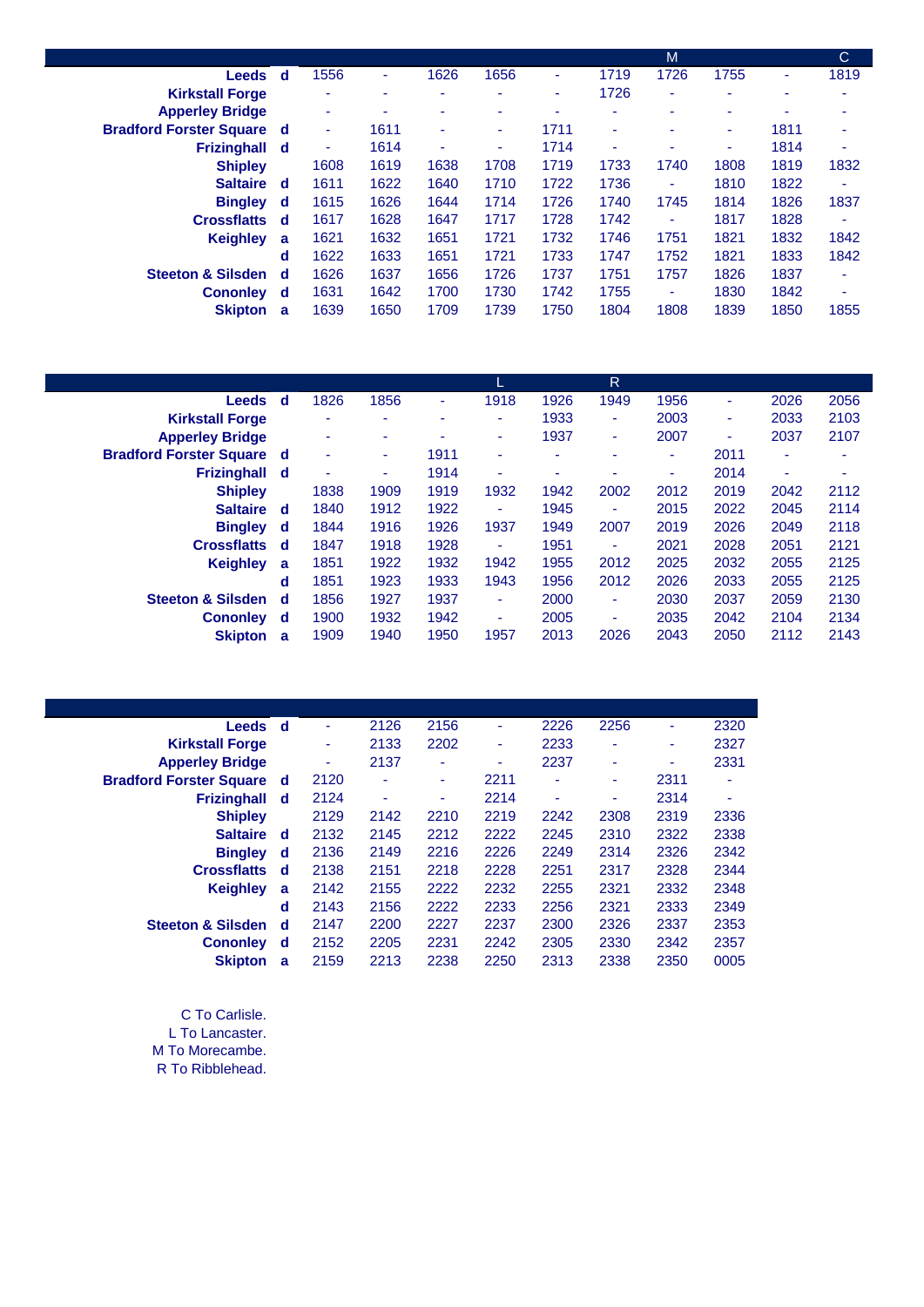| | | | | | | | M | | | | C |
|---|---|---|---|---|---|---|---|---|---|---|---|
| **Leeds** | **d** | 1556 | - | 1626 | 1656 | - | 1719 | 1726 | 1755 | - | 1819 |
| **Kirkstall Forge** | | - | - | - | - | - | 1726 | - | - | - | - |
| **Apperley Bridge** | | - | - | - | - | - | - | - | - | - | - |
| **Bradford Forster Square** | **d** | - | 1611 | - | - | 1711 | - | - | - | 1811 | - |
| **Frizinghall** | **d** | - | 1614 | - | - | 1714 | - | - | - | 1814 | - |
| **Shipley** | | 1608 | 1619 | 1638 | 1708 | 1719 | 1733 | 1740 | 1808 | 1819 | 1832 |
| **Saltaire** | **d** | 1611 | 1622 | 1640 | 1710 | 1722 | 1736 | - | 1810 | 1822 | - |
| **Bingley** | **d** | 1615 | 1626 | 1644 | 1714 | 1726 | 1740 | 1745 | 1814 | 1826 | 1837 |
| **Crossflatts** | **d** | 1617 | 1628 | 1647 | 1717 | 1728 | 1742 | - | 1817 | 1828 | - |
| **Keighley** | **a** | 1621 | 1632 | 1651 | 1721 | 1732 | 1746 | 1751 | 1821 | 1832 | 1842 |
| | **d** | 1622 | 1633 | 1651 | 1721 | 1733 | 1747 | 1752 | 1821 | 1833 | 1842 |
| **Steeton & Silsden** | **d** | 1626 | 1637 | 1656 | 1726 | 1737 | 1751 | 1757 | 1826 | 1837 | - |
| **Cononley** | **d** | 1631 | 1642 | 1700 | 1730 | 1742 | 1755 | - | 1830 | 1842 | - |
| **Skipton** | **a** | 1639 | 1650 | 1709 | 1739 | 1750 | 1804 | 1808 | 1839 | 1850 | 1855 |

| | | | | | L | | R | | | | |
|---|---|---|---|---|---|---|---|---|---|---|---|
| **Leeds** | **d** | 1826 | 1856 | - | 1918 | 1926 | 1949 | 1956 | - | 2026 | 2056 |
| **Kirkstall Forge** | | - | - | - | - | 1933 | - | 2003 | - | 2033 | 2103 |
| **Apperley Bridge** | | - | - | - | - | 1937 | - | 2007 | - | 2037 | 2107 |
| **Bradford Forster Square** | **d** | - | - | 1911 | - | - | - | - | 2011 | - | - |
| **Frizinghall** | **d** | - | - | 1914 | - | - | - | - | 2014 | - | - |
| **Shipley** | | 1838 | 1909 | 1919 | 1932 | 1942 | 2002 | 2012 | 2019 | 2042 | 2112 |
| **Saltaire** | **d** | 1840 | 1912 | 1922 | - | 1945 | - | 2015 | 2022 | 2045 | 2114 |
| **Bingley** | **d** | 1844 | 1916 | 1926 | 1937 | 1949 | 2007 | 2019 | 2026 | 2049 | 2118 |
| **Crossflatts** | **d** | 1847 | 1918 | 1928 | - | 1951 | - | 2021 | 2028 | 2051 | 2121 |
| **Keighley** | **a** | 1851 | 1922 | 1932 | 1942 | 1955 | 2012 | 2025 | 2032 | 2055 | 2125 |
| | **d** | 1851 | 1923 | 1933 | 1943 | 1956 | 2012 | 2026 | 2033 | 2055 | 2125 |
| **Steeton & Silsden** | **d** | 1856 | 1927 | 1937 | - | 2000 | - | 2030 | 2037 | 2059 | 2130 |
| **Cononley** | **d** | 1900 | 1932 | 1942 | - | 2005 | - | 2035 | 2042 | 2104 | 2134 |
| **Skipton** | **a** | 1909 | 1940 | 1950 | 1957 | 2013 | 2026 | 2043 | 2050 | 2112 | 2143 |

| | | | | | | | | | |
|---|---|---|---|---|---|---|---|---|---|
| **Leeds** | **d** | - | 2126 | 2156 | - | 2226 | 2256 | - | 2320 |
| **Kirkstall Forge** | | - | 2133 | 2202 | - | 2233 | - | - | 2327 |
| **Apperley Bridge** | | - | 2137 | - | - | 2237 | - | - | 2331 |
| **Bradford Forster Square** | **d** | 2120 | - | - | 2211 | - | - | 2311 | - |
| **Frizinghall** | **d** | 2124 | - | - | 2214 | - | - | 2314 | - |
| **Shipley** | | 2129 | 2142 | 2210 | 2219 | 2242 | 2308 | 2319 | 2336 |
| **Saltaire** | **d** | 2132 | 2145 | 2212 | 2222 | 2245 | 2310 | 2322 | 2338 |
| **Bingley** | **d** | 2136 | 2149 | 2216 | 2226 | 2249 | 2314 | 2326 | 2342 |
| **Crossflatts** | **d** | 2138 | 2151 | 2218 | 2228 | 2251 | 2317 | 2328 | 2344 |
| **Keighley** | **a** | 2142 | 2155 | 2222 | 2232 | 2255 | 2321 | 2332 | 2348 |
| | **d** | 2143 | 2156 | 2222 | 2233 | 2256 | 2321 | 2333 | 2349 |
| **Steeton & Silsden** | **d** | 2147 | 2200 | 2227 | 2237 | 2300 | 2326 | 2337 | 2353 |
| **Cononley** | **d** | 2152 | 2205 | 2231 | 2242 | 2305 | 2330 | 2342 | 2357 |
| **Skipton** | **a** | 2159 | 2213 | 2238 | 2250 | 2313 | 2338 | 2350 | 0005 |

C To Carlisle.
L To Lancaster.
M To Morecambe.
R To Ribblehead.